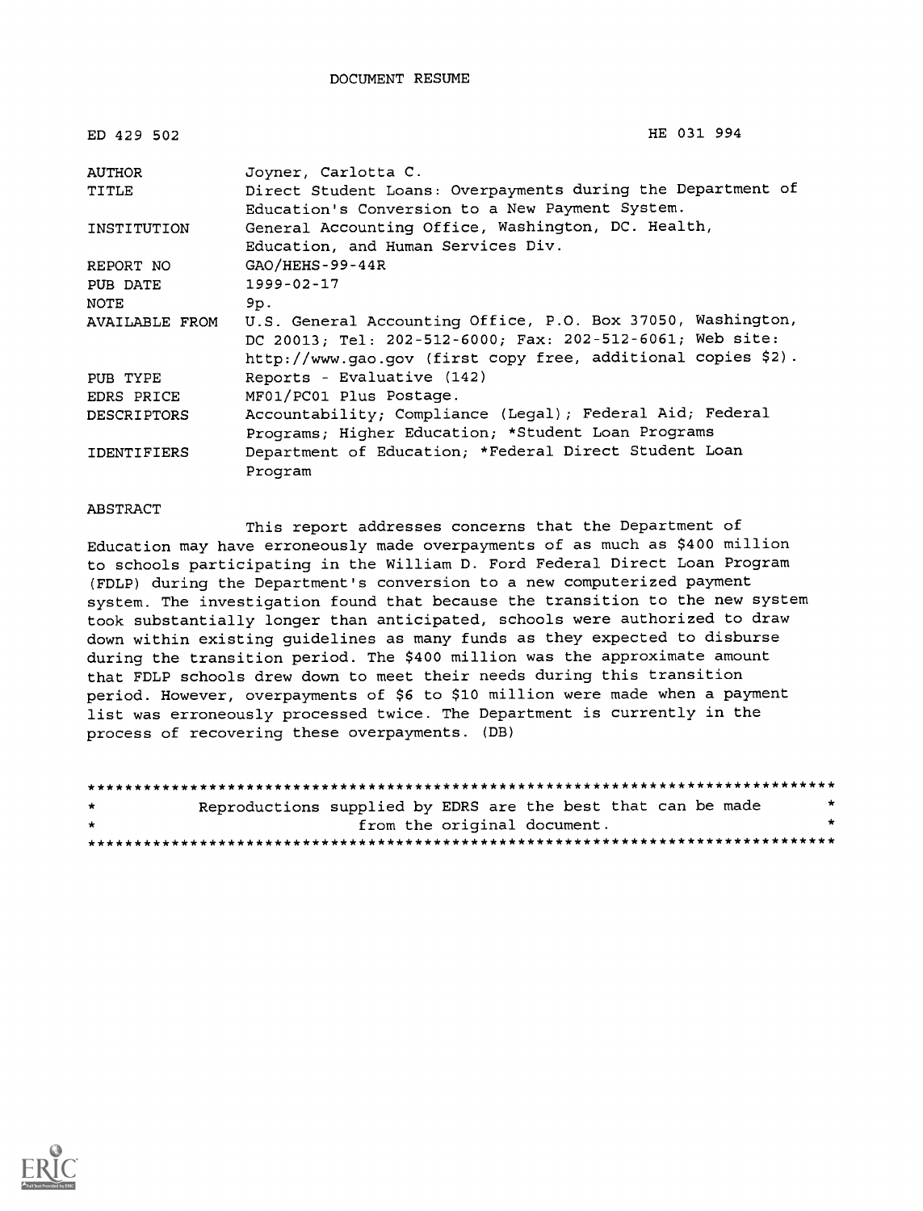DOCUMENT RESUME

| | |
|---|---|
| ED 429 502 | HE 031 994 |
| AUTHOR | Joyner, Carlotta C. |
| TITLE | Direct Student Loans: Overpayments during the Department of Education's Conversion to a New Payment System. |
| INSTITUTION | General Accounting Office, Washington, DC. Health, Education, and Human Services Div. |
| REPORT NO | GAO/HEHS-99-44R |
| PUB DATE | 1999-02-17 |
| NOTE | 9p. |
| AVAILABLE FROM | U.S. General Accounting Office, P.O. Box 37050, Washington, DC 20013; Tel: 202-512-6000; Fax: 202-512-6061; Web site: http://www.gao.gov (first copy free, additional copies $2). |
| PUB TYPE | Reports - Evaluative (142) |
| EDRS PRICE | MF01/PC01 Plus Postage. |
| DESCRIPTORS | Accountability; Compliance (Legal); Federal Aid; Federal Programs; Higher Education; *Student Loan Programs |
| IDENTIFIERS | Department of Education; *Federal Direct Student Loan Program |

ABSTRACT

This report addresses concerns that the Department of Education may have erroneously made overpayments of as much as $400 million to schools participating in the William D. Ford Federal Direct Loan Program (FDLP) during the Department's conversion to a new computerized payment system. The investigation found that because the transition to the new system took substantially longer than anticipated, schools were authorized to draw down within existing guidelines as many funds as they expected to disburse during the transition period. The $400 million was the approximate amount that FDLP schools drew down to meet their needs during this transition period. However, overpayments of $6 to $10 million were made when a payment list was erroneously processed twice. The Department is currently in the process of recovering these overpayments. (DB)

********************************************************************************
* Reproductions supplied by EDRS are the best that can be made *
* from the original document. *
********************************************************************************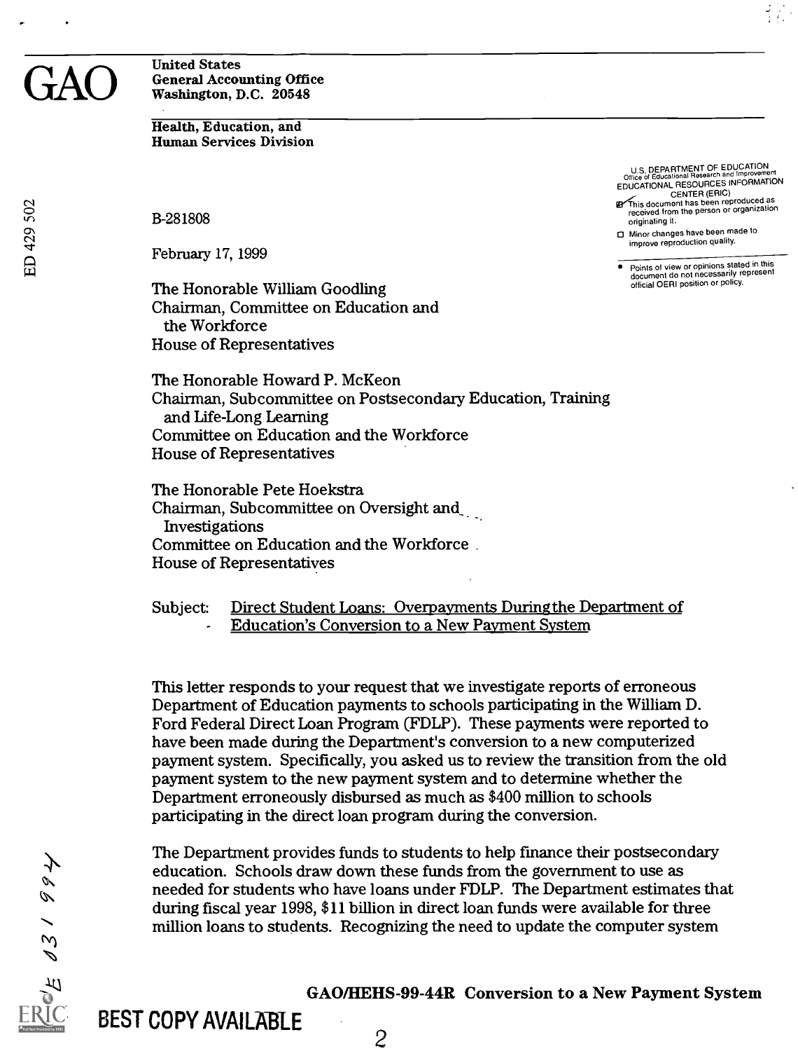# GAO

United States
General Accounting Office
Washington, D.C. 20548

**Health, Education, and Human Services Division**

B-281808

February 17, 1999

The Honorable William Goodling
Chairman, Committee on Education and the Workforce
House of Representatives

The Honorable Howard P. McKeon
Chairman, Subcommittee on Postsecondary Education, Training and Life-Long Learning
Committee on Education and the Workforce
House of Representatives

The Honorable Pete Hoekstra
Chairman, Subcommittee on Oversight and Investigations
Committee on Education and the Workforce
House of Representatives

Subject: Direct Student Loans: Overpayments During the Department of Education's Conversion to a New Payment System

This letter responds to your request that we investigate reports of erroneous Department of Education payments to schools participating in the William D. Ford Federal Direct Loan Program (FDLP). These payments were reported to have been made during the Department's conversion to a new computerized payment system. Specifically, you asked us to review the transition from the old payment system to the new payment system and to determine whether the Department erroneously disbursed as much as $400 million to schools participating in the direct loan program during the conversion.

The Department provides funds to students to help finance their postsecondary education. Schools draw down these funds from the government to use as needed for students who have loans under FDLP. The Department estimates that during fiscal year 1998, $11 billion in direct loan funds were available for three million loans to students. Recognizing the need to update the computer system

**GAO/HEHS-99-44R Conversion to a New Payment System**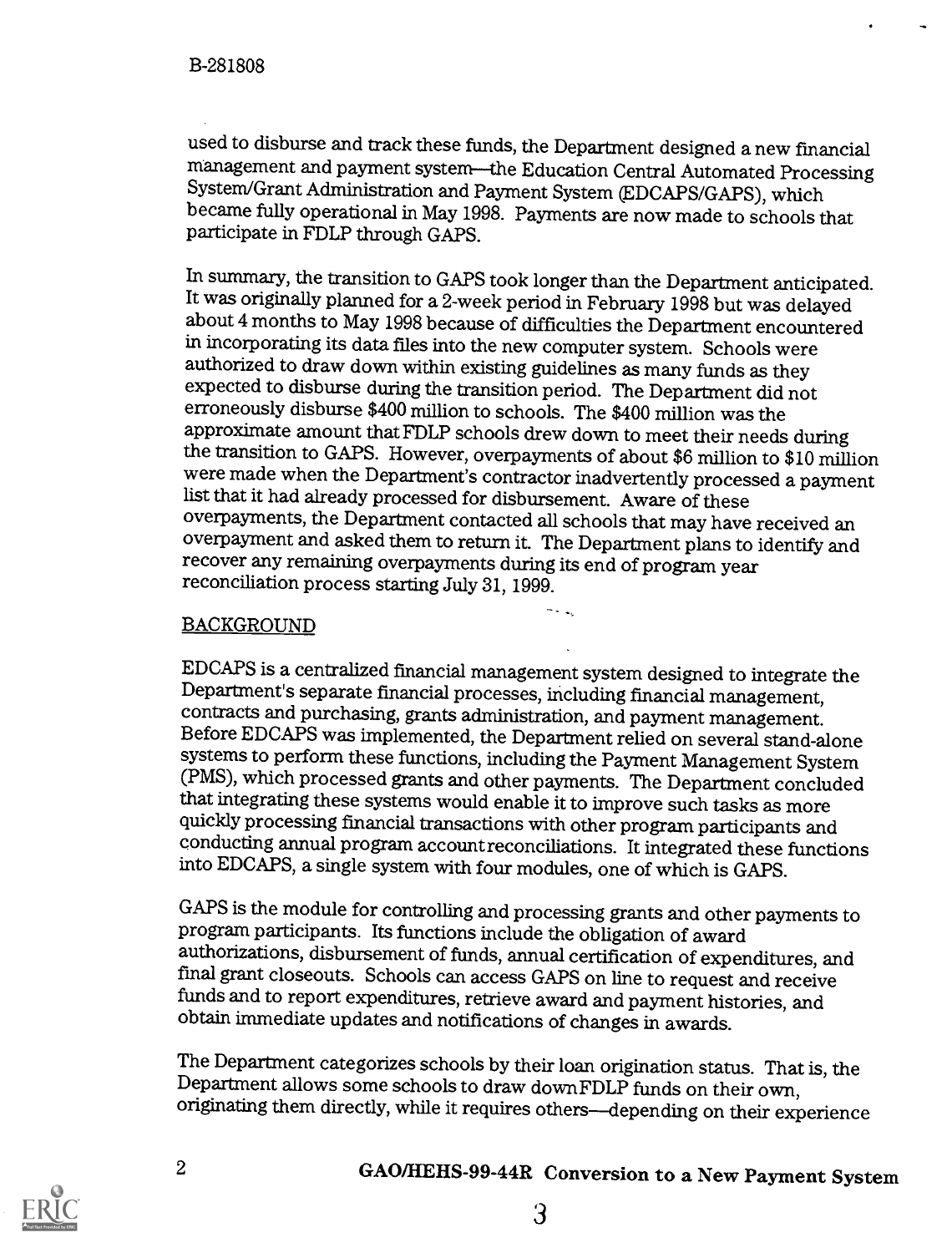used to disburse and track these funds, the Department designed a new financial management and payment system—the Education Central Automated Processing System/Grant Administration and Payment System (EDCAPS/GAPS), which became fully operational in May 1998. Payments are now made to schools that participate in FDLP through GAPS.

In summary, the transition to GAPS took longer than the Department anticipated. It was originally planned for a 2-week period in February 1998 but was delayed about 4 months to May 1998 because of difficulties the Department encountered in incorporating its data files into the new computer system. Schools were authorized to draw down within existing guidelines as many funds as they expected to disburse during the transition period. The Department did not erroneously disburse $400 million to schools. The $400 million was the approximate amount that FDLP schools drew down to meet their needs during the transition to GAPS. However, overpayments of about $6 million to $10 million were made when the Department's contractor inadvertently processed a payment list that it had already processed for disbursement. Aware of these overpayments, the Department contacted all schools that may have received an overpayment and asked them to return it. The Department plans to identify and recover any remaining overpayments during its end of program year reconciliation process starting July 31, 1999.

## BACKGROUND

EDCAPS is a centralized financial management system designed to integrate the Department's separate financial processes, including financial management, contracts and purchasing, grants administration, and payment management. Before EDCAPS was implemented, the Department relied on several stand-alone systems to perform these functions, including the Payment Management System (PMS), which processed grants and other payments. The Department concluded that integrating these systems would enable it to improve such tasks as more quickly processing financial transactions with other program participants and conducting annual program account reconciliations. It integrated these functions into EDCAPS, a single system with four modules, one of which is GAPS.

GAPS is the module for controlling and processing grants and other payments to program participants. Its functions include the obligation of award authorizations, disbursement of funds, annual certification of expenditures, and final grant closeouts. Schools can access GAPS on line to request and receive funds and to report expenditures, retrieve award and payment histories, and obtain immediate updates and notifications of changes in awards.

The Department categorizes schools by their loan origination status. That is, the Department allows some schools to draw down FDLP funds on their own, originating them directly, while it requires others—depending on their experience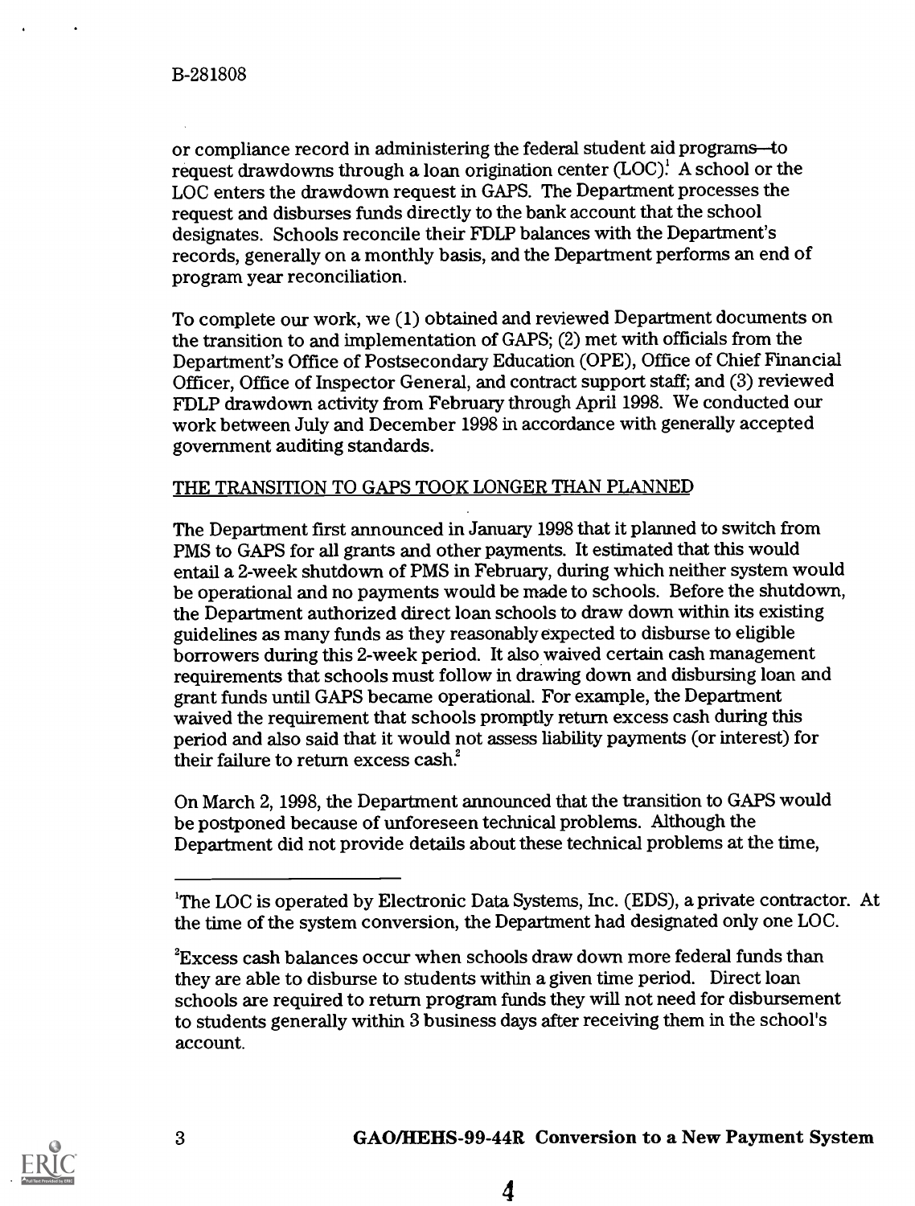or compliance record in administering the federal student aid programs—to request drawdowns through a loan origination center (LOC).[1] A school or the LOC enters the drawdown request in GAPS. The Department processes the request and disburses funds directly to the bank account that the school designates. Schools reconcile their FDLP balances with the Department's records, generally on a monthly basis, and the Department performs an end of program year reconciliation.

To complete our work, we (1) obtained and reviewed Department documents on the transition to and implementation of GAPS; (2) met with officials from the Department's Office of Postsecondary Education (OPE), Office of Chief Financial Officer, Office of Inspector General, and contract support staff; and (3) reviewed FDLP drawdown activity from February through April 1998. We conducted our work between July and December 1998 in accordance with generally accepted government auditing standards.

## THE TRANSITION TO GAPS TOOK LONGER THAN PLANNED

The Department first announced in January 1998 that it planned to switch from PMS to GAPS for all grants and other payments. It estimated that this would entail a 2-week shutdown of PMS in February, during which neither system would be operational and no payments would be made to schools. Before the shutdown, the Department authorized direct loan schools to draw down within its existing guidelines as many funds as they reasonably expected to disburse to eligible borrowers during this 2-week period. It also waived certain cash management requirements that schools must follow in drawing down and disbursing loan and grant funds until GAPS became operational. For example, the Department waived the requirement that schools promptly return excess cash during this period and also said that it would not assess liability payments (or interest) for their failure to return excess cash.[2]

On March 2, 1998, the Department announced that the transition to GAPS would be postponed because of unforeseen technical problems. Although the Department did not provide details about these technical problems at the time,

---

[1]The LOC is operated by Electronic Data Systems, Inc. (EDS), a private contractor. At the time of the system conversion, the Department had designated only one LOC.

[2]Excess cash balances occur when schools draw down more federal funds than they are able to disburse to students within a given time period. Direct loan schools are required to return program funds they will not need for disbursement to students generally within 3 business days after receiving them in the school's account.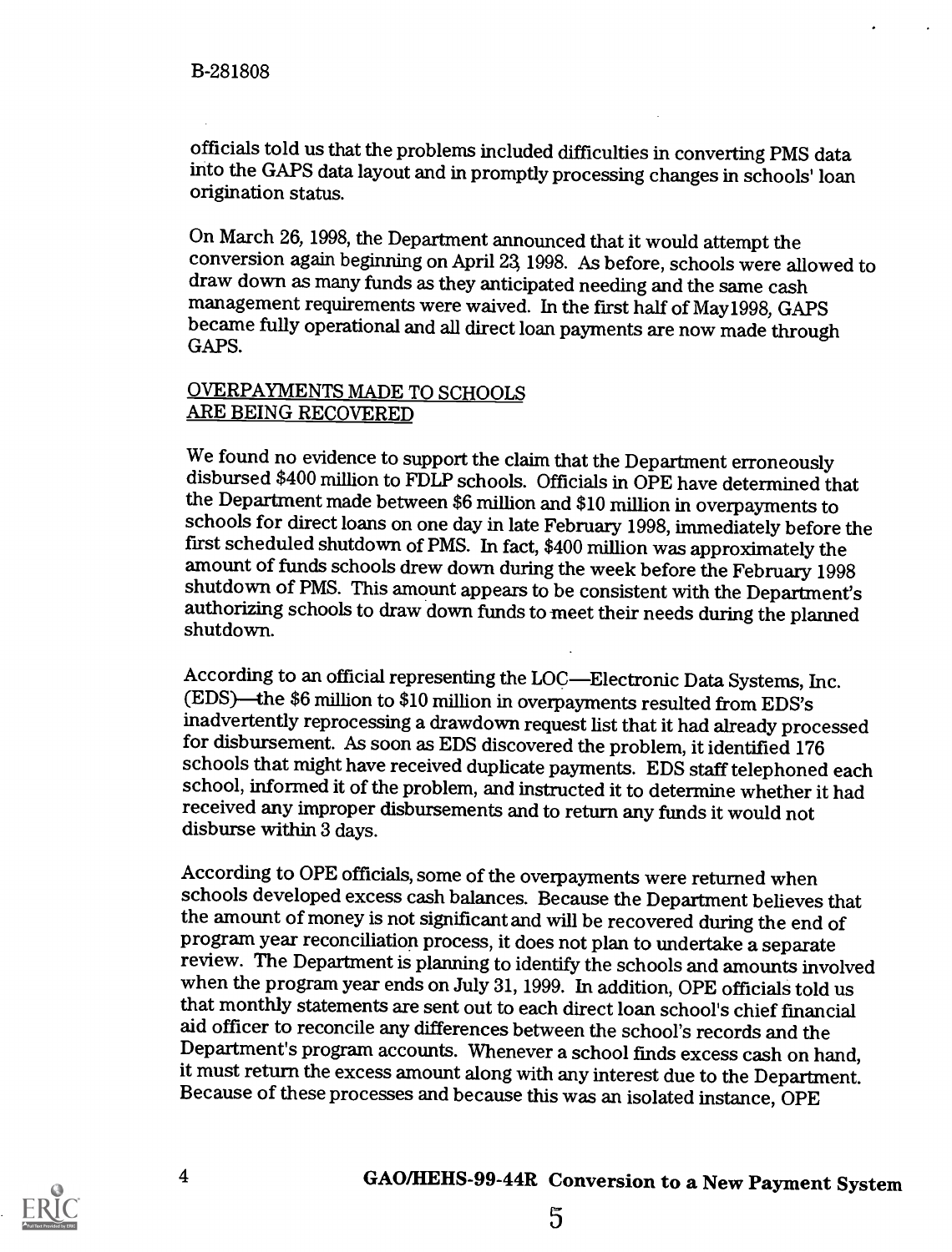officials told us that the problems included difficulties in converting PMS data into the GAPS data layout and in promptly processing changes in schools' loan origination status.

On March 26, 1998, the Department announced that it would attempt the conversion again beginning on April 23, 1998. As before, schools were allowed to draw down as many funds as they anticipated needing and the same cash management requirements were waived. In the first half of May 1998, GAPS became fully operational and all direct loan payments are now made through GAPS.

## OVERPAYMENTS MADE TO SCHOOLS ARE BEING RECOVERED

We found no evidence to support the claim that the Department erroneously disbursed $400 million to FDLP schools. Officials in OPE have determined that the Department made between $6 million and $10 million in overpayments to schools for direct loans on one day in late February 1998, immediately before the first scheduled shutdown of PMS. In fact, $400 million was approximately the amount of funds schools drew down during the week before the February 1998 shutdown of PMS. This amount appears to be consistent with the Department's authorizing schools to draw down funds to meet their needs during the planned shutdown.

According to an official representing the LOC—Electronic Data Systems, Inc. (EDS)—the $6 million to $10 million in overpayments resulted from EDS's inadvertently reprocessing a drawdown request list that it had already processed for disbursement. As soon as EDS discovered the problem, it identified 176 schools that might have received duplicate payments. EDS staff telephoned each school, informed it of the problem, and instructed it to determine whether it had received any improper disbursements and to return any funds it would not disburse within 3 days.

According to OPE officials, some of the overpayments were returned when schools developed excess cash balances. Because the Department believes that the amount of money is not significant and will be recovered during the end of program year reconciliation process, it does not plan to undertake a separate review. The Department is planning to identify the schools and amounts involved when the program year ends on July 31, 1999. In addition, OPE officials told us that monthly statements are sent out to each direct loan school's chief financial aid officer to reconcile any differences between the school's records and the Department's program accounts. Whenever a school finds excess cash on hand, it must return the excess amount along with any interest due to the Department. Because of these processes and because this was an isolated instance, OPE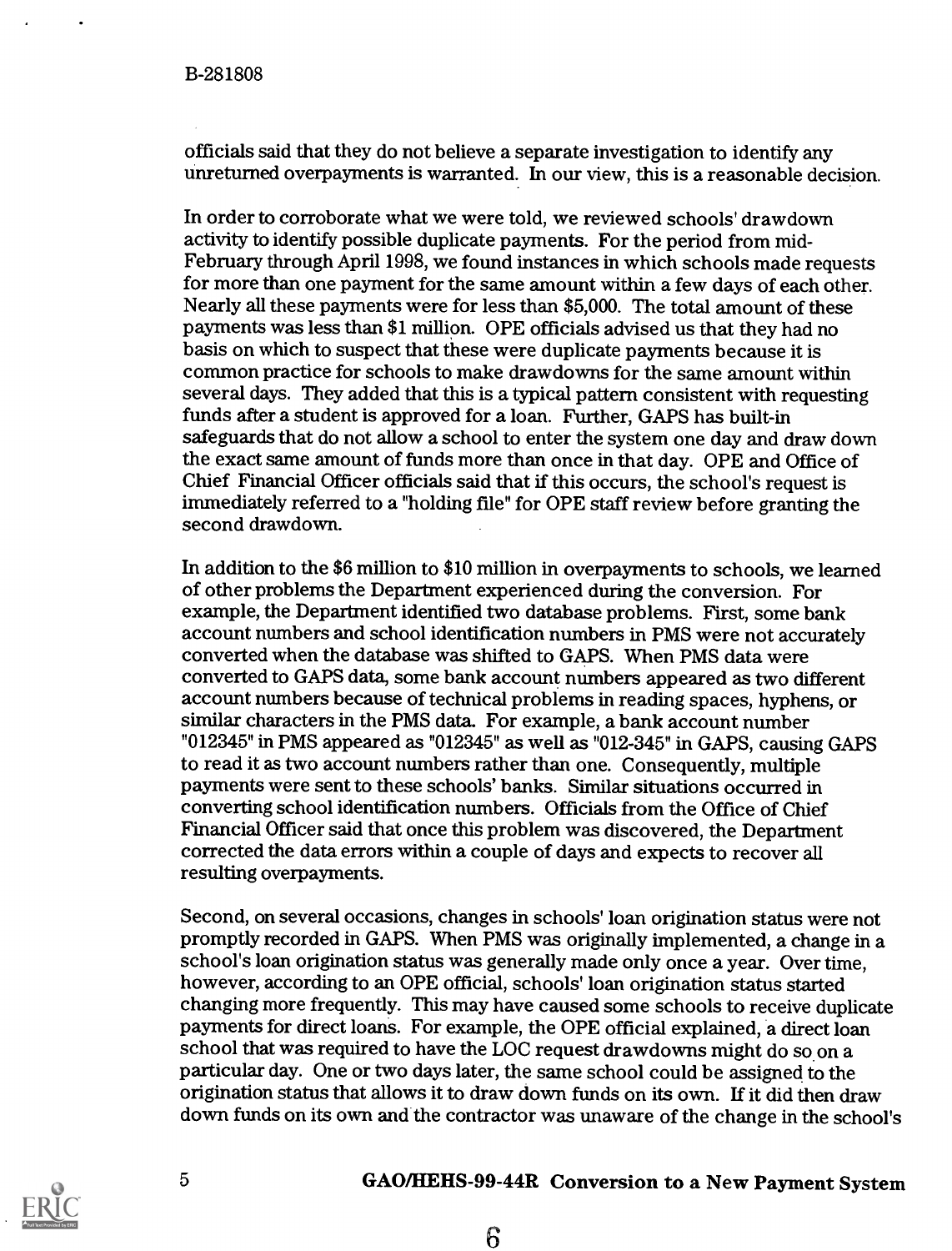officials said that they do not believe a separate investigation to identify any unreturned overpayments is warranted. In our view, this is a reasonable decision.

In order to corroborate what we were told, we reviewed schools' drawdown activity to identify possible duplicate payments. For the period from mid-February through April 1998, we found instances in which schools made requests for more than one payment for the same amount within a few days of each other. Nearly all these payments were for less than $5,000. The total amount of these payments was less than $1 million. OPE officials advised us that they had no basis on which to suspect that these were duplicate payments because it is common practice for schools to make drawdowns for the same amount within several days. They added that this is a typical pattern consistent with requesting funds after a student is approved for a loan. Further, GAPS has built-in safeguards that do not allow a school to enter the system one day and draw down the exact same amount of funds more than once in that day. OPE and Office of Chief Financial Officer officials said that if this occurs, the school's request is immediately referred to a "holding file" for OPE staff review before granting the second drawdown.

In addition to the $6 million to $10 million in overpayments to schools, we learned of other problems the Department experienced during the conversion. For example, the Department identified two database problems. First, some bank account numbers and school identification numbers in PMS were not accurately converted when the database was shifted to GAPS. When PMS data were converted to GAPS data, some bank account numbers appeared as two different account numbers because of technical problems in reading spaces, hyphens, or similar characters in the PMS data. For example, a bank account number "012345" in PMS appeared as "012345" as well as "012-345" in GAPS, causing GAPS to read it as two account numbers rather than one. Consequently, multiple payments were sent to these schools' banks. Similar situations occurred in converting school identification numbers. Officials from the Office of Chief Financial Officer said that once this problem was discovered, the Department corrected the data errors within a couple of days and expects to recover all resulting overpayments.

Second, on several occasions, changes in schools' loan origination status were not promptly recorded in GAPS. When PMS was originally implemented, a change in a school's loan origination status was generally made only once a year. Over time, however, according to an OPE official, schools' loan origination status started changing more frequently. This may have caused some schools to receive duplicate payments for direct loans. For example, the OPE official explained, a direct loan school that was required to have the LOC request drawdowns might do so on a particular day. One or two days later, the same school could be assigned to the origination status that allows it to draw down funds on its own. If it did then draw down funds on its own and the contractor was unaware of the change in the school's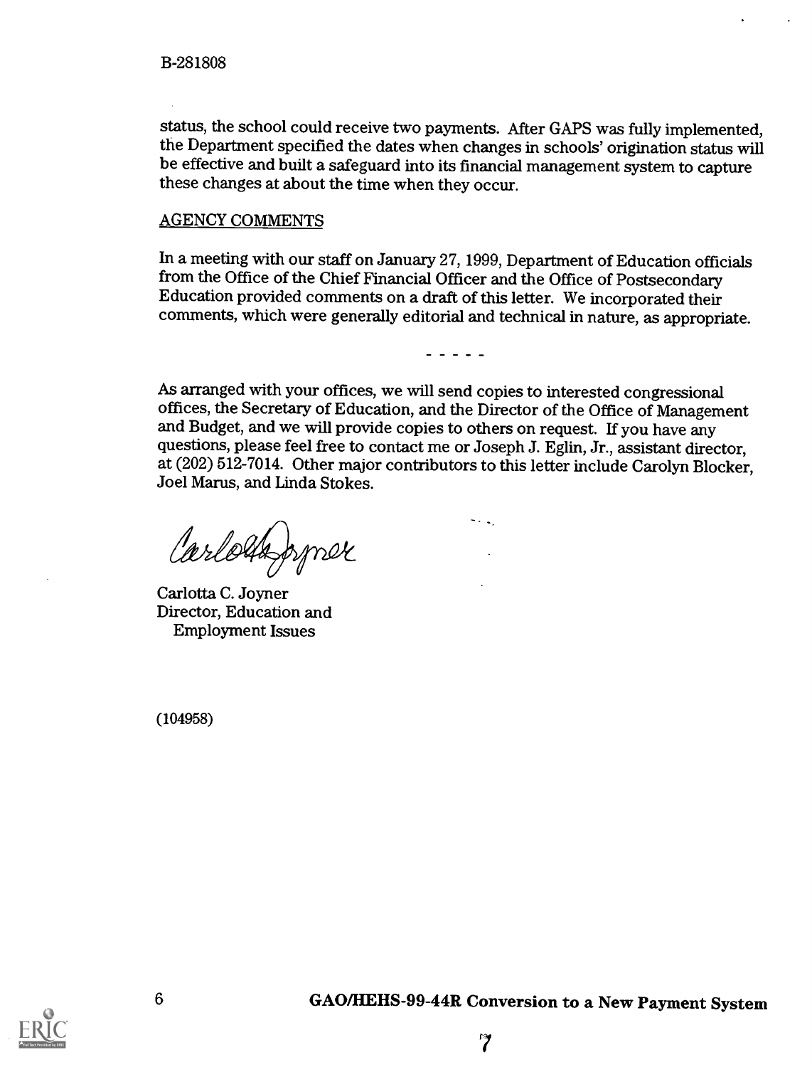status, the school could receive two payments. After GAPS was fully implemented, the Department specified the dates when changes in schools' origination status will be effective and built a safeguard into its financial management system to capture these changes at about the time when they occur.

AGENCY COMMENTS

In a meeting with our staff on January 27, 1999, Department of Education officials from the Office of the Chief Financial Officer and the Office of Postsecondary Education provided comments on a draft of this letter. We incorporated their comments, which were generally editorial and technical in nature, as appropriate.

- - - - -

As arranged with your offices, we will send copies to interested congressional offices, the Secretary of Education, and the Director of the Office of Management and Budget, and we will provide copies to others on request. If you have any questions, please feel free to contact me or Joseph J. Eglin, Jr., assistant director, at (202) 512-7014. Other major contributors to this letter include Carolyn Blocker, Joel Marus, and Linda Stokes.

Carlotta C. Joyner
Director, Education and
Employment Issues

(104958)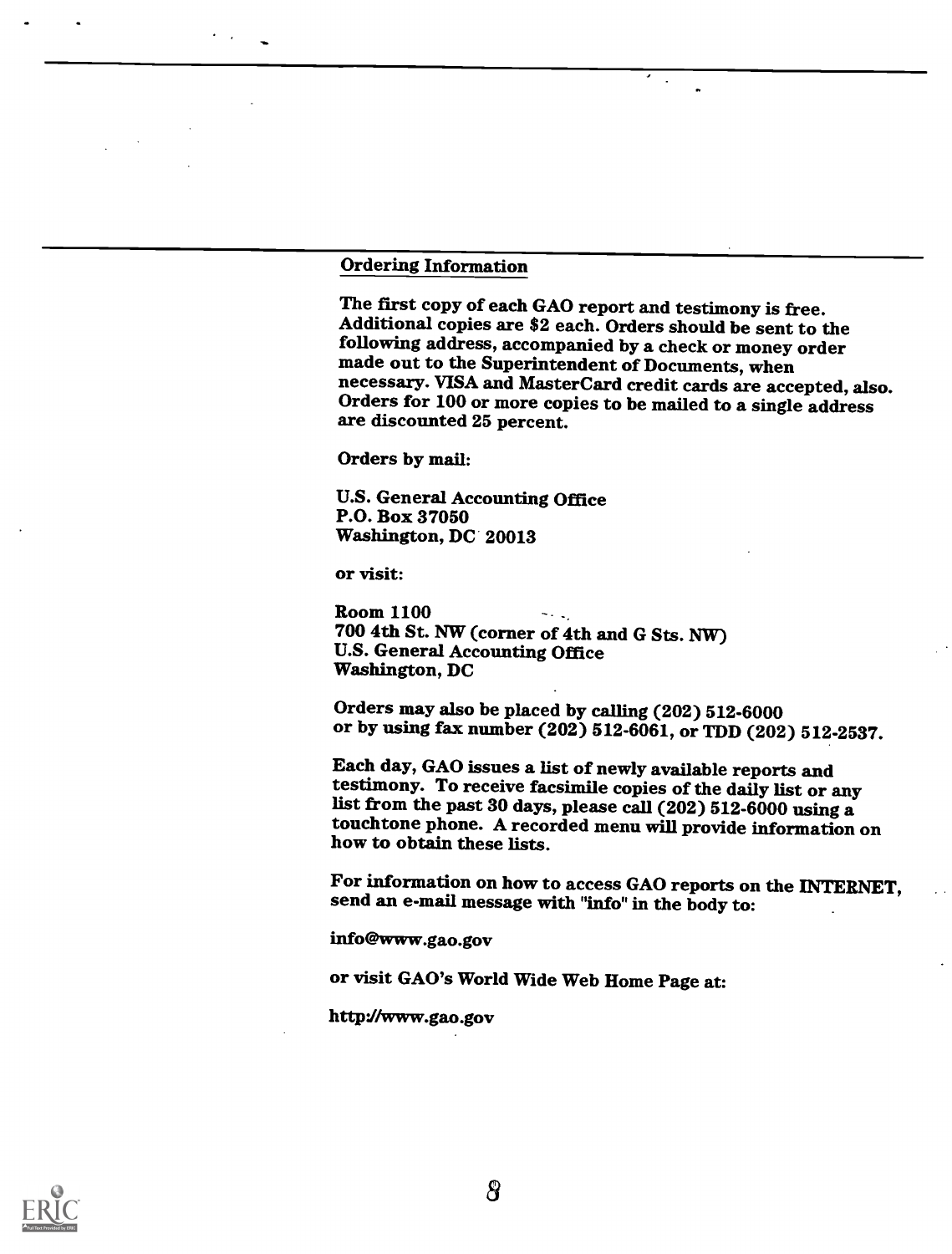## Ordering Information

The first copy of each GAO report and testimony is free. Additional copies are $2 each. Orders should be sent to the following address, accompanied by a check or money order made out to the Superintendent of Documents, when necessary. VISA and MasterCard credit cards are accepted, also. Orders for 100 or more copies to be mailed to a single address are discounted 25 percent.

Orders by mail:

U.S. General Accounting Office
P.O. Box 37050
Washington, DC 20013

or visit:

Room 1100
700 4th St. NW (corner of 4th and G Sts. NW)
U.S. General Accounting Office
Washington, DC

Orders may also be placed by calling (202) 512-6000
or by using fax number (202) 512-6061, or TDD (202) 512-2537.

Each day, GAO issues a list of newly available reports and testimony. To receive facsimile copies of the daily list or any list from the past 30 days, please call (202) 512-6000 using a touchtone phone. A recorded menu will provide information on how to obtain these lists.

For information on how to access GAO reports on the INTERNET, send an e-mail message with "info" in the body to:

info@www.gao.gov

or visit GAO's World Wide Web Home Page at:

http://www.gao.gov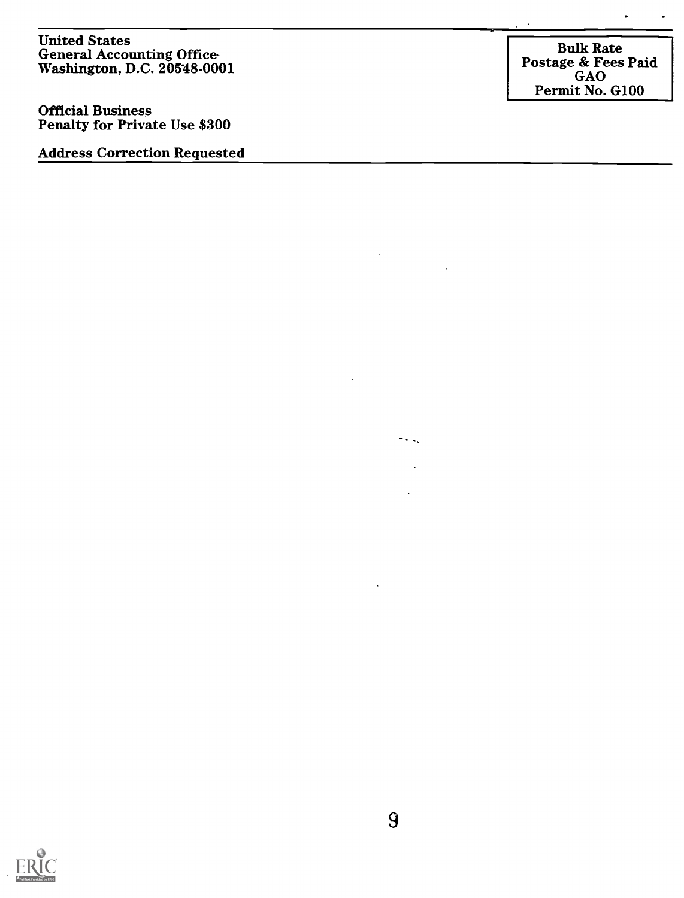United States
General Accounting Office
Washington, D.C. 20548-0001

Official Business
Penalty for Private Use $300

Address Correction Requested

Bulk Rate
Postage & Fees Paid
GAO
Permit No. G100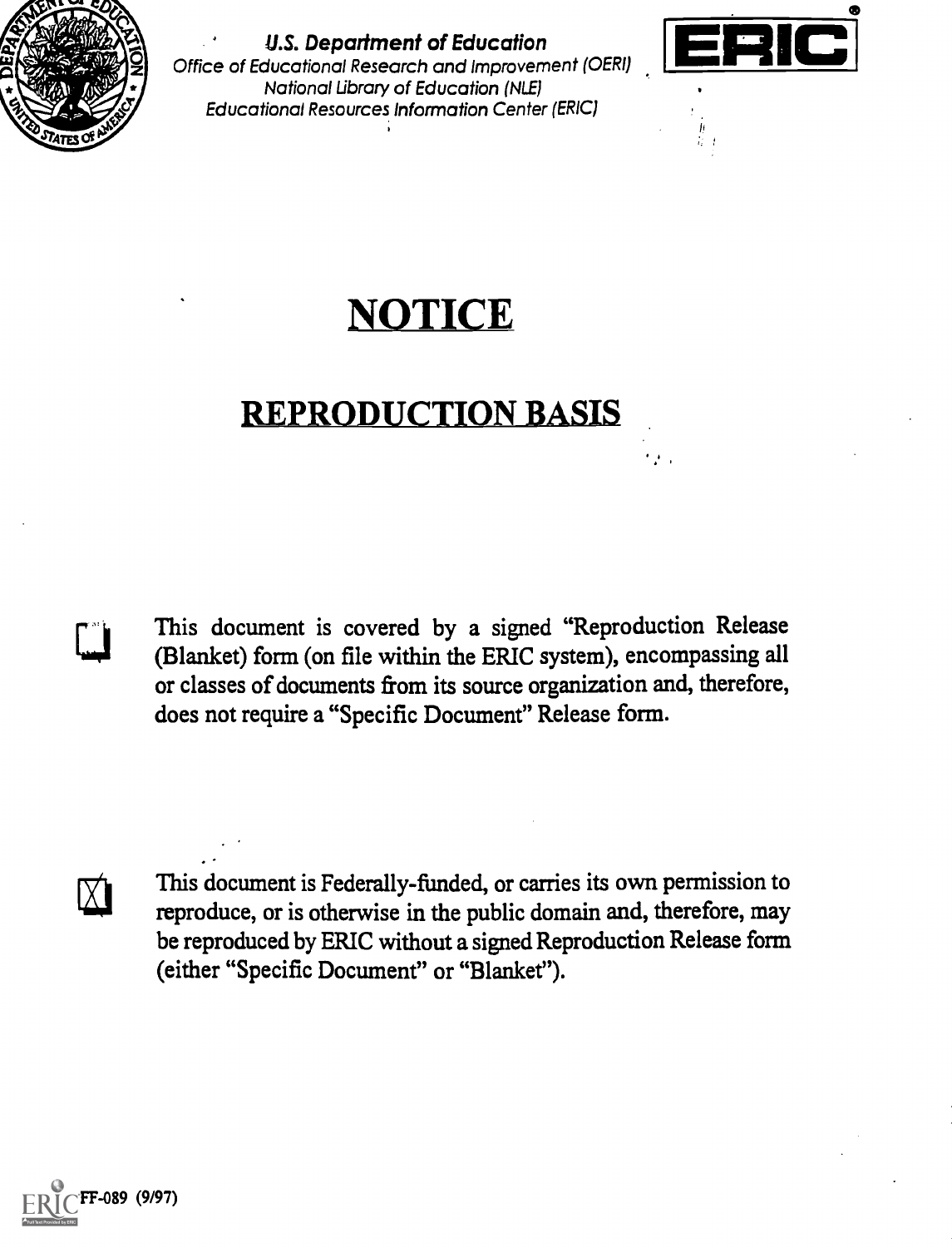U.S. Department of Education
Office of Educational Research and Improvement (OERI)
National Library of Education (NLE)
Educational Resources Information Center (ERIC)

ERIC

# NOTICE

## REPRODUCTION BASIS

☐ This document is covered by a signed "Reproduction Release (Blanket) form (on file within the ERIC system), encompassing all or classes of documents from its source organization and, therefore, does not require a "Specific Document" Release form.

☒ This document is Federally-funded, or carries its own permission to reproduce, or is otherwise in the public domain and, therefore, may be reproduced by ERIC without a signed Reproduction Release form (either "Specific Document" or "Blanket").

EFF-089 (9/97)